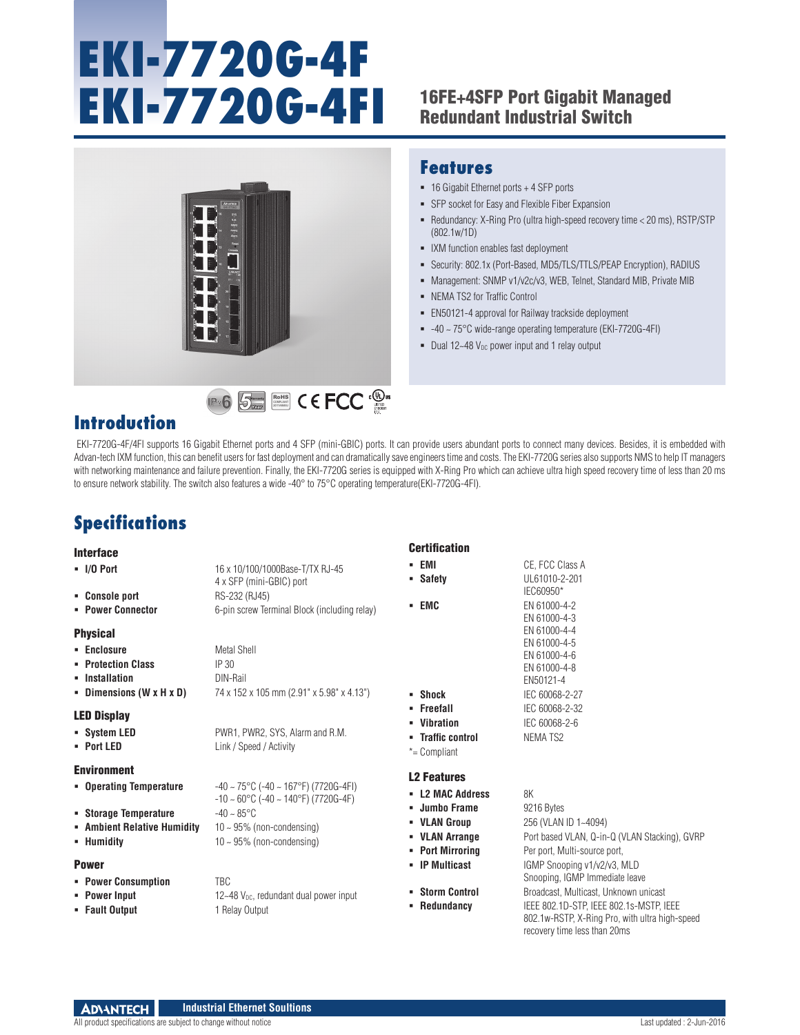# EKI-7720G-4F
# EKI-7720G-4FI

## 16FE+4SFP Port Gigabit Managed Redundant Industrial Switch

## Features

- 16 Gigabit Ethernet ports + 4 SFP ports
- SFP socket for Easy and Flexible Fiber Expansion
- Redundancy: X-Ring Pro (ultra high-speed recovery time < 20 ms), RSTP/STP (802.1w/1D)
- IXM function enables fast deployment
- Security: 802.1x (Port-Based, MD5/TLS/TTLS/PEAP Encryption), RADIUS
- Management: SNMP v1/v2c/v3, WEB, Telnet, Standard MIB, Private MIB
- NEMA TS2 for Traffic Control
- EN50121-4 approval for Railway trackside deployment
- -40 ~ 75°C wide-range operating temperature (EKI-7720G-4FI)
- Dual 12~48 $V_{DC}$ power input and 1 relay output

## Introduction

EKI-7720G-4F/4FI supports 16 Gigabit Ethernet ports and 4 SFP (mini-GBIC) ports. It can provide users abundant ports to connect many devices. Besides, it is embedded with Advan-tech IXM function, this can benefit users for fast deployment and can dramatically save engineers time and costs. The EKI-7720G series also supports NMS to help IT managers with networking maintenance and failure prevention. Finally, the EKI-7720G series is equipped with X-Ring Pro which can achieve ultra high speed recovery time of less than 20 ms to ensure network stability. The switch also features a wide -40° to 75°C operating temperature(EKI-7720G-4FI).

## Specifications

### Interface

- **I/O Port**: 16 x 10/100/1000Base-T/TX RJ-45; 4 x SFP (mini-GBIC) port
- **Console port**: RS-232 (RJ45)
- **Power Connector**: 6-pin screw Terminal Block (including relay)

### Physical

- **Enclosure**: Metal Shell
- **Protection Class**: IP 30
- **Installation**: DIN-Rail
- **Dimensions (W x H x D)**: 74 x 152 x 105 mm (2.91" x 5.98" x 4.13")

### LED Display

- **System LED**: PWR1, PWR2, SYS, Alarm and R.M.
- **Port LED**: Link / Speed / Activity

### Environment

- **Operating Temperature**: -40 ~ 75°C (-40 ~ 167°F) (7720G-4FI); -10 ~ 60°C (-40 ~ 140°F) (7720G-4F)
- **Storage Temperature**: -40 ~ 85°C
- **Ambient Relative Humidity**: 10 ~ 95% (non-condensing)
- **Humidity**: 10 ~ 95% (non-condensing)

### Power

- **Power Consumption**: TBC
- **Power Input**: 12~48 $V_{DC}$, redundant dual power input
- **Fault Output**: 1 Relay Output

### Certification

- **EMI**: CE, FCC Class A
- **Safety**: UL61010-2-201; IEC60950*
- **EMC**: EN 61000-4-2; EN 61000-4-3; EN 61000-4-4; EN 61000-4-5; EN 61000-4-6; EN 61000-4-8; EN50121-4
- **Shock**: IEC 60068-2-27
- **Freefall**: IEC 60068-2-32
- **Vibration**: IEC 60068-2-6
- **Traffic control**: NEMA TS2

*= Compliant

### L2 Features

- **L2 MAC Address**: 8K
- **Jumbo Frame**: 9216 Bytes
- **VLAN Group**: 256 (VLAN ID 1~4094)
- **VLAN Arrange**: Port based VLAN, Q-in-Q (VLAN Stacking), GVRP
- **Port Mirroring**: Per port, Multi-source port,
- **IP Multicast**: IGMP Snooping v1/v2/v3, MLD Snooping, IGMP Immediate leave
- **Storm Control**: Broadcast, Multicast, Unknown unicast
- **Redundancy**: IEEE 802.1D-STP, IEEE 802.1s-MSTP, IEEE 802.1w-RSTP, X-Ring Pro, with ultra high-speed recovery time less than 20ms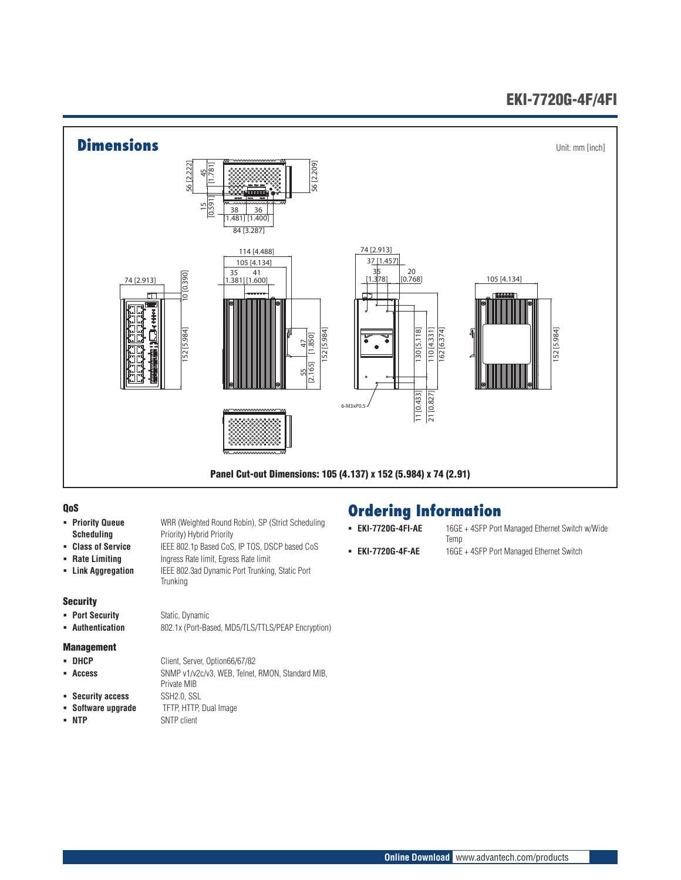## Dimensions

Unit: mm [inch]

56 [2.222]
45 [1.781]
56 [2.209]
15 [0.591]
38 36
[1.481] [1.400]
84 [3.287]
114 [4.488]
105 [4.134]
35 41
[1.381] [1.600]
74 [2.913]
10 [0.390]
152 [5.984]
47 [1.850]
55 [2.165]
152 [5.984]
74 [2.913]
37 [1.457]
35 [1.378]
20 [0.768]
130 [5.118]
110 [4.331]
162 [6.374]
11 [0.433]
21 [0.827]
6-M3xP0.5
105 [4.134]
152 [5.984]

**Panel Cut-out Dimensions: 105 (4.137) x 152 (5.984) x 74 (2.91)**

### QoS

- **Priority Queue Scheduling** WRR (Weighted Round Robin), SP (Strict Scheduling Priority) Hybrid Priority
- **Class of Service** IEEE 802.1p Based CoS, IP TOS, DSCP based CoS
- **Rate Limiting** Ingress Rate limit, Egress Rate limit
- **Link Aggregation** IEEE 802.3ad Dynamic Port Trunking, Static Port Trunking

### Security

- **Port Security** Static, Dynamic
- **Authentication** 802.1x (Port-Based, MD5/TLS/TTLS/PEAP Encryption)

### Management

- **DHCP** Client, Server, Option66/67/82
- **Access** SNMP v1/v2c/v3, WEB, Telnet, RMON, Standard MIB, Private MIB
- **Security access** SSH2.0, SSL
- **Software upgrade** TFTP, HTTP, Dual Image
- **NTP** SNTP client

## Ordering Information

- **EKI-7720G-4FI-AE** 16GE + 4SFP Port Managed Ethernet Switch w/Wide Temp
- **EKI-7720G-4F-AE** 16GE + 4SFP Port Managed Ethernet Switch